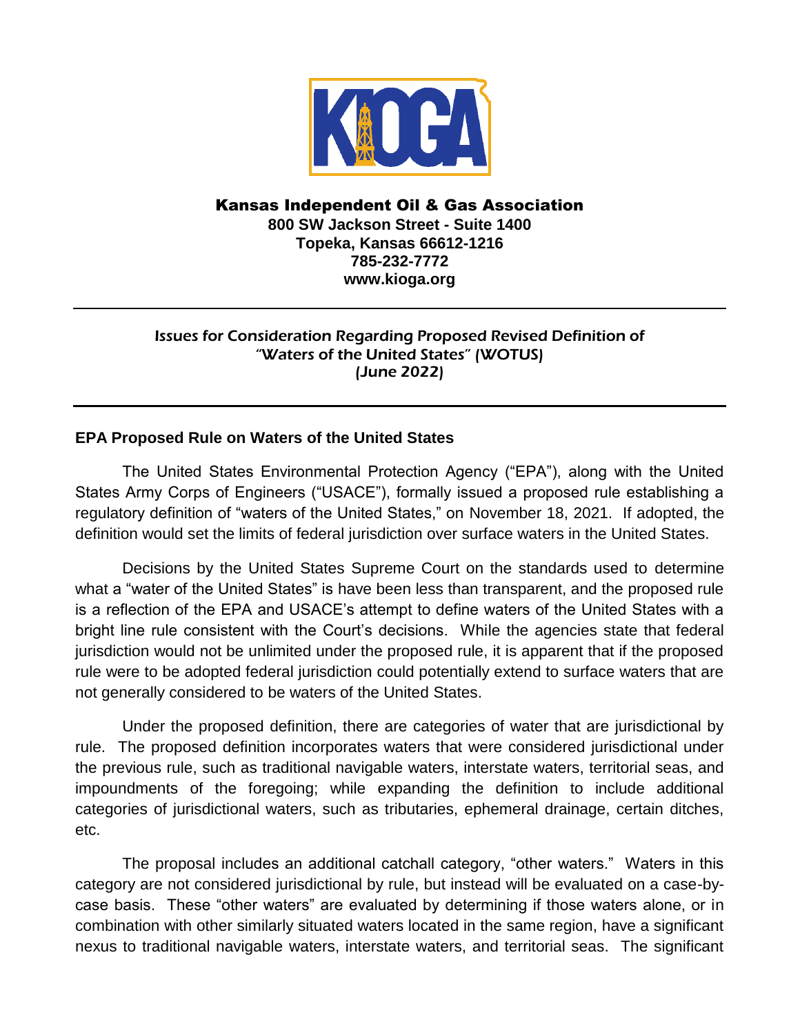# Kansas Independent Oil & Gas Association

**800 SW Jackson Street - Suite 1400**
**Topeka, Kansas 66612-1216**
**785-232-7772**
**www.kioga.org**

---

## *Issues for Consideration Regarding Proposed Revised Definition of "Waters of the United States" (WOTUS) (June 2022)*

---

### EPA Proposed Rule on Waters of the United States

The United States Environmental Protection Agency ("EPA"), along with the United States Army Corps of Engineers ("USACE"), formally issued a proposed rule establishing a regulatory definition of "waters of the United States," on November 18, 2021. If adopted, the definition would set the limits of federal jurisdiction over surface waters in the United States.

Decisions by the United States Supreme Court on the standards used to determine what a "water of the United States" is have been less than transparent, and the proposed rule is a reflection of the EPA and USACE's attempt to define waters of the United States with a bright line rule consistent with the Court's decisions. While the agencies state that federal jurisdiction would not be unlimited under the proposed rule, it is apparent that if the proposed rule were to be adopted federal jurisdiction could potentially extend to surface waters that are not generally considered to be waters of the United States.

Under the proposed definition, there are categories of water that are jurisdictional by rule. The proposed definition incorporates waters that were considered jurisdictional under the previous rule, such as traditional navigable waters, interstate waters, territorial seas, and impoundments of the foregoing; while expanding the definition to include additional categories of jurisdictional waters, such as tributaries, ephemeral drainage, certain ditches, etc.

The proposal includes an additional catchall category, "other waters." Waters in this category are not considered jurisdictional by rule, but instead will be evaluated on a case-by-case basis. These "other waters" are evaluated by determining if those waters alone, or in combination with other similarly situated waters located in the same region, have a significant nexus to traditional navigable waters, interstate waters, and territorial seas. The significant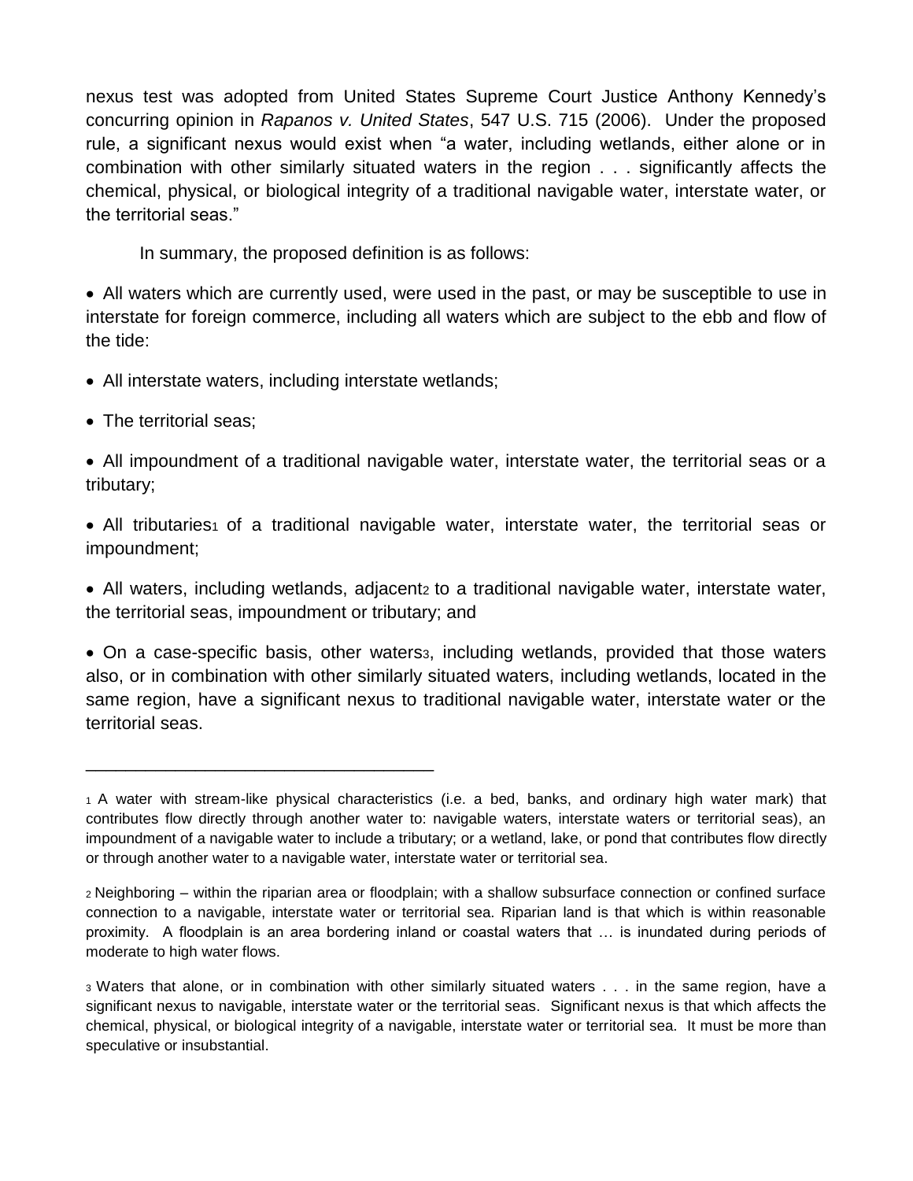nexus test was adopted from United States Supreme Court Justice Anthony Kennedy's concurring opinion in *Rapanos v. United States*, 547 U.S. 715 (2006). Under the proposed rule, a significant nexus would exist when "a water, including wetlands, either alone or in combination with other similarly situated waters in the region . . . significantly affects the chemical, physical, or biological integrity of a traditional navigable water, interstate water, or the territorial seas."

In summary, the proposed definition is as follows:

- All waters which are currently used, were used in the past, or may be susceptible to use in interstate for foreign commerce, including all waters which are subject to the ebb and flow of the tide:
- All interstate waters, including interstate wetlands;
- The territorial seas;
- All impoundment of a traditional navigable water, interstate water, the territorial seas or a tributary;
- All tributaries[1] of a traditional navigable water, interstate water, the territorial seas or impoundment;
- All waters, including wetlands, adjacent[2] to a traditional navigable water, interstate water, the territorial seas, impoundment or tributary; and
- On a case-specific basis, other waters[3], including wetlands, provided that those waters also, or in combination with other similarly situated waters, including wetlands, located in the same region, have a significant nexus to traditional navigable water, interstate water or the territorial seas.

---

[1] A water with stream-like physical characteristics (i.e. a bed, banks, and ordinary high water mark) that contributes flow directly through another water to: navigable waters, interstate waters or territorial seas), an impoundment of a navigable water to include a tributary; or a wetland, lake, or pond that contributes flow directly or through another water to a navigable water, interstate water or territorial sea.

[2] Neighboring – within the riparian area or floodplain; with a shallow subsurface connection or confined surface connection to a navigable, interstate water or territorial sea. Riparian land is that which is within reasonable proximity. A floodplain is an area bordering inland or coastal waters that … is inundated during periods of moderate to high water flows.

[3] Waters that alone, or in combination with other similarly situated waters . . . in the same region, have a significant nexus to navigable, interstate water or the territorial seas. Significant nexus is that which affects the chemical, physical, or biological integrity of a navigable, interstate water or territorial sea. It must be more than speculative or insubstantial.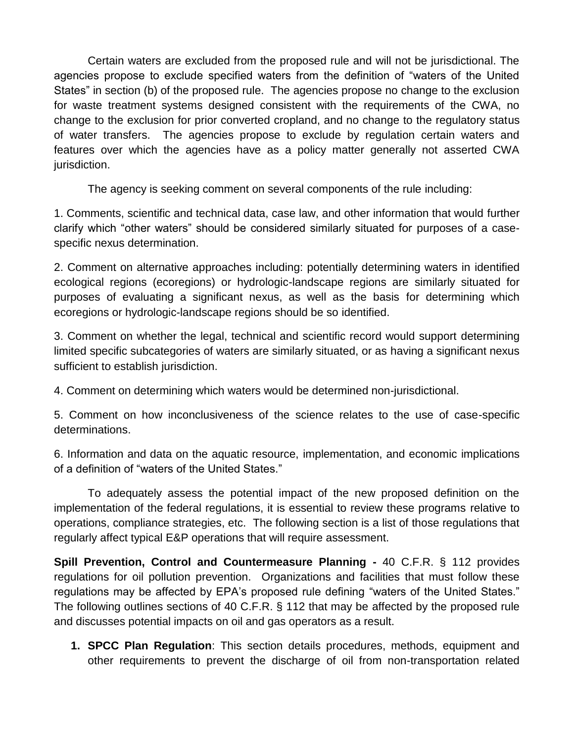Certain waters are excluded from the proposed rule and will not be jurisdictional. The agencies propose to exclude specified waters from the definition of "waters of the United States" in section (b) of the proposed rule. The agencies propose no change to the exclusion for waste treatment systems designed consistent with the requirements of the CWA, no change to the exclusion for prior converted cropland, and no change to the regulatory status of water transfers. The agencies propose to exclude by regulation certain waters and features over which the agencies have as a policy matter generally not asserted CWA jurisdiction.

The agency is seeking comment on several components of the rule including:

1. Comments, scientific and technical data, case law, and other information that would further clarify which "other waters" should be considered similarly situated for purposes of a case-specific nexus determination.

2. Comment on alternative approaches including: potentially determining waters in identified ecological regions (ecoregions) or hydrologic-landscape regions are similarly situated for purposes of evaluating a significant nexus, as well as the basis for determining which ecoregions or hydrologic-landscape regions should be so identified.

3. Comment on whether the legal, technical and scientific record would support determining limited specific subcategories of waters are similarly situated, or as having a significant nexus sufficient to establish jurisdiction.

4. Comment on determining which waters would be determined non-jurisdictional.

5. Comment on how inconclusiveness of the science relates to the use of case-specific determinations.

6. Information and data on the aquatic resource, implementation, and economic implications of a definition of "waters of the United States."

To adequately assess the potential impact of the new proposed definition on the implementation of the federal regulations, it is essential to review these programs relative to operations, compliance strategies, etc. The following section is a list of those regulations that regularly affect typical E&P operations that will require assessment.

**Spill Prevention, Control and Countermeasure Planning -** 40 C.F.R. § 112 provides regulations for oil pollution prevention. Organizations and facilities that must follow these regulations may be affected by EPA's proposed rule defining "waters of the United States." The following outlines sections of 40 C.F.R. § 112 that may be affected by the proposed rule and discusses potential impacts on oil and gas operators as a result.

1. **SPCC Plan Regulation**: This section details procedures, methods, equipment and other requirements to prevent the discharge of oil from non-transportation related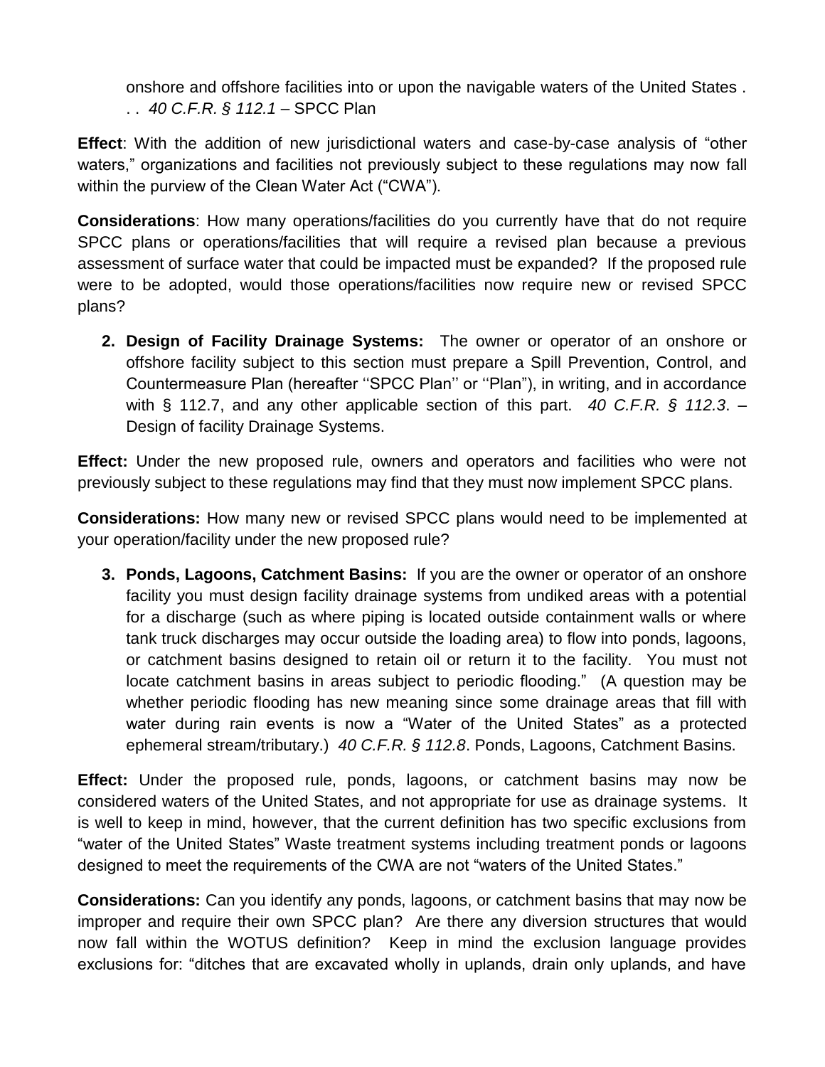onshore and offshore facilities into or upon the navigable waters of the United States . . . *40 C.F.R. § 112.1* – SPCC Plan

**Effect**: With the addition of new jurisdictional waters and case-by-case analysis of "other waters," organizations and facilities not previously subject to these regulations may now fall within the purview of the Clean Water Act ("CWA").

**Considerations**: How many operations/facilities do you currently have that do not require SPCC plans or operations/facilities that will require a revised plan because a previous assessment of surface water that could be impacted must be expanded? If the proposed rule were to be adopted, would those operations/facilities now require new or revised SPCC plans?

2. **Design of Facility Drainage Systems:** The owner or operator of an onshore or offshore facility subject to this section must prepare a Spill Prevention, Control, and Countermeasure Plan (hereafter ''SPCC Plan'' or ''Plan"), in writing, and in accordance with § 112.7, and any other applicable section of this part. *40 C.F.R. § 112.3*. – Design of facility Drainage Systems.

**Effect:** Under the new proposed rule, owners and operators and facilities who were not previously subject to these regulations may find that they must now implement SPCC plans.

**Considerations:** How many new or revised SPCC plans would need to be implemented at your operation/facility under the new proposed rule?

3. **Ponds, Lagoons, Catchment Basins:** If you are the owner or operator of an onshore facility you must design facility drainage systems from undiked areas with a potential for a discharge (such as where piping is located outside containment walls or where tank truck discharges may occur outside the loading area) to flow into ponds, lagoons, or catchment basins designed to retain oil or return it to the facility. You must not locate catchment basins in areas subject to periodic flooding." (A question may be whether periodic flooding has new meaning since some drainage areas that fill with water during rain events is now a "Water of the United States" as a protected ephemeral stream/tributary.) *40 C.F.R. § 112.8*. Ponds, Lagoons, Catchment Basins.

**Effect:** Under the proposed rule, ponds, lagoons, or catchment basins may now be considered waters of the United States, and not appropriate for use as drainage systems. It is well to keep in mind, however, that the current definition has two specific exclusions from "water of the United States" Waste treatment systems including treatment ponds or lagoons designed to meet the requirements of the CWA are not "waters of the United States."

**Considerations:** Can you identify any ponds, lagoons, or catchment basins that may now be improper and require their own SPCC plan? Are there any diversion structures that would now fall within the WOTUS definition? Keep in mind the exclusion language provides exclusions for: "ditches that are excavated wholly in uplands, drain only uplands, and have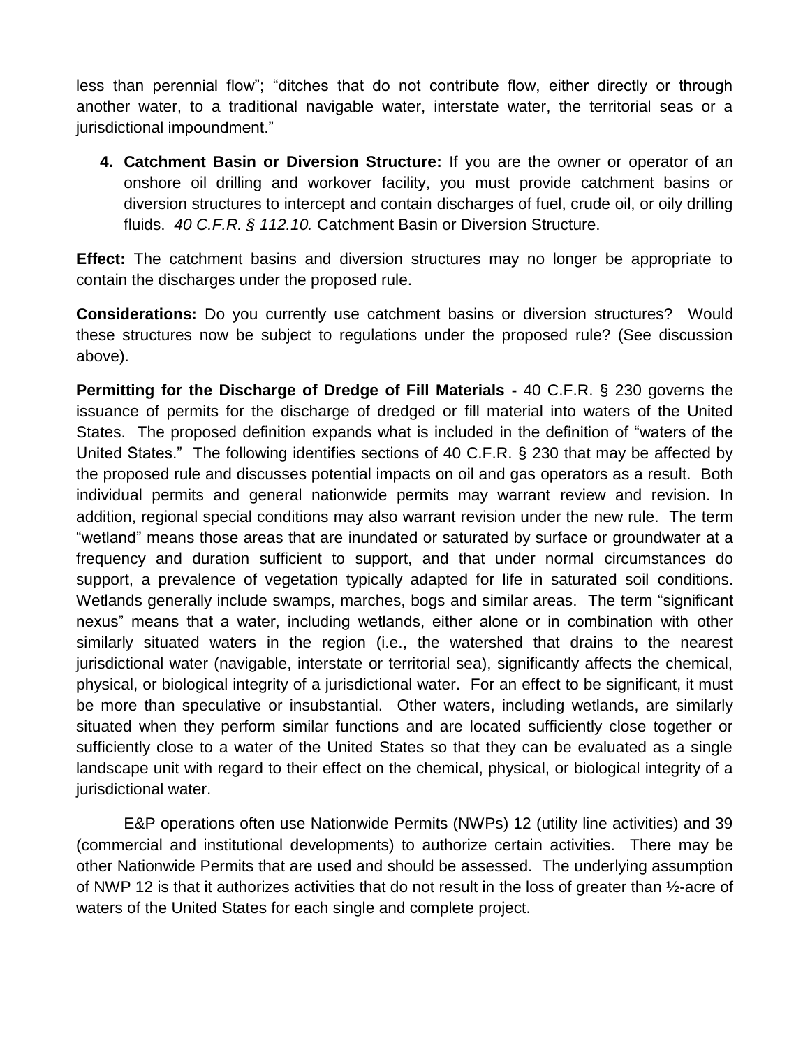less than perennial flow"; "ditches that do not contribute flow, either directly or through another water, to a traditional navigable water, interstate water, the territorial seas or a jurisdictional impoundment."

4. **Catchment Basin or Diversion Structure:** If you are the owner or operator of an onshore oil drilling and workover facility, you must provide catchment basins or diversion structures to intercept and contain discharges of fuel, crude oil, or oily drilling fluids. *40 C.F.R. § 112.10.* Catchment Basin or Diversion Structure.

**Effect:** The catchment basins and diversion structures may no longer be appropriate to contain the discharges under the proposed rule.

**Considerations:** Do you currently use catchment basins or diversion structures? Would these structures now be subject to regulations under the proposed rule? (See discussion above).

**Permitting for the Discharge of Dredge of Fill Materials -** 40 C.F.R. § 230 governs the issuance of permits for the discharge of dredged or fill material into waters of the United States. The proposed definition expands what is included in the definition of "waters of the United States." The following identifies sections of 40 C.F.R. § 230 that may be affected by the proposed rule and discusses potential impacts on oil and gas operators as a result. Both individual permits and general nationwide permits may warrant review and revision. In addition, regional special conditions may also warrant revision under the new rule. The term "wetland" means those areas that are inundated or saturated by surface or groundwater at a frequency and duration sufficient to support, and that under normal circumstances do support, a prevalence of vegetation typically adapted for life in saturated soil conditions. Wetlands generally include swamps, marches, bogs and similar areas. The term "significant nexus" means that a water, including wetlands, either alone or in combination with other similarly situated waters in the region (i.e., the watershed that drains to the nearest jurisdictional water (navigable, interstate or territorial sea), significantly affects the chemical, physical, or biological integrity of a jurisdictional water. For an effect to be significant, it must be more than speculative or insubstantial. Other waters, including wetlands, are similarly situated when they perform similar functions and are located sufficiently close together or sufficiently close to a water of the United States so that they can be evaluated as a single landscape unit with regard to their effect on the chemical, physical, or biological integrity of a jurisdictional water.

E&P operations often use Nationwide Permits (NWPs) 12 (utility line activities) and 39 (commercial and institutional developments) to authorize certain activities. There may be other Nationwide Permits that are used and should be assessed. The underlying assumption of NWP 12 is that it authorizes activities that do not result in the loss of greater than ½-acre of waters of the United States for each single and complete project.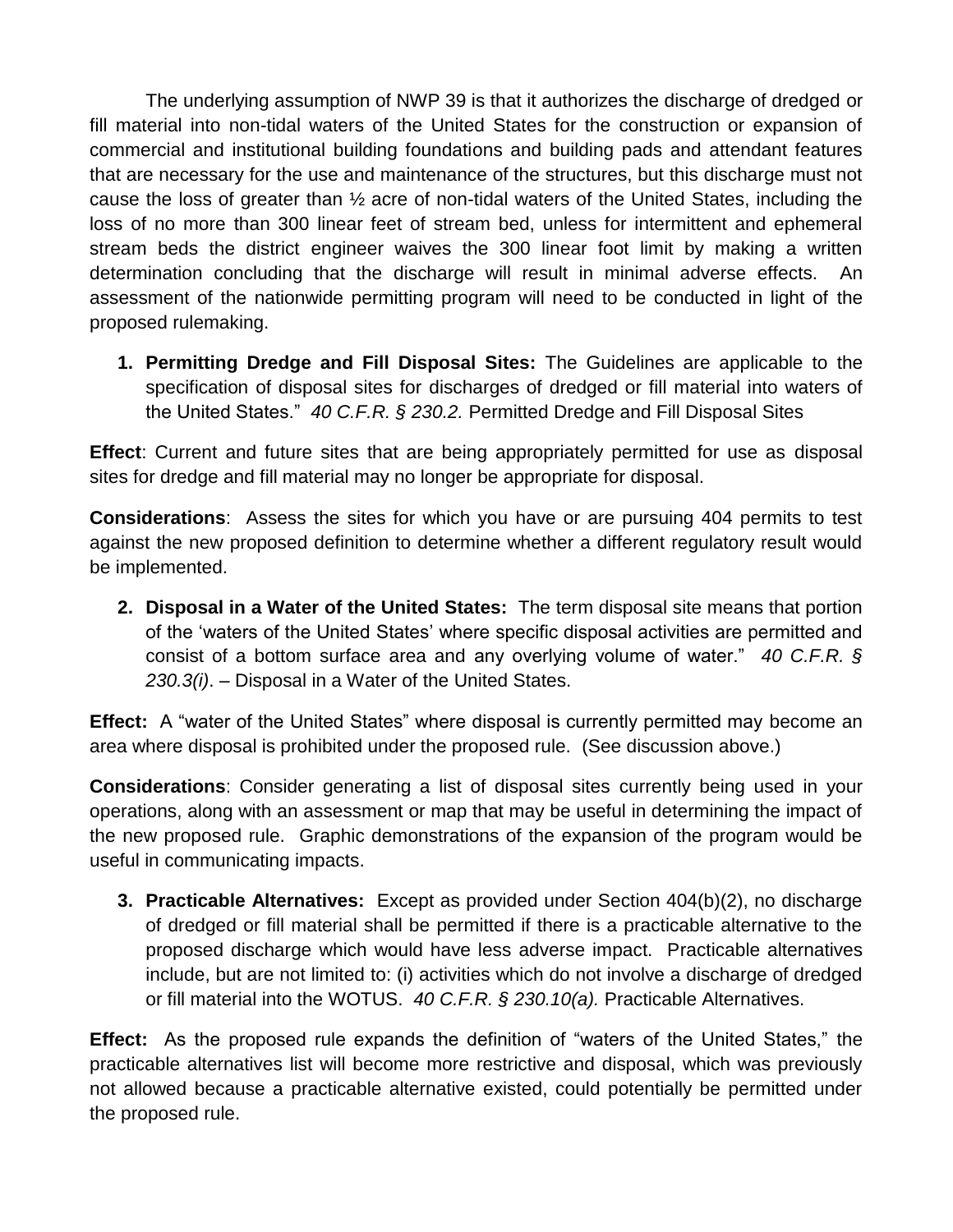The underlying assumption of NWP 39 is that it authorizes the discharge of dredged or fill material into non-tidal waters of the United States for the construction or expansion of commercial and institutional building foundations and building pads and attendant features that are necessary for the use and maintenance of the structures, but this discharge must not cause the loss of greater than ½ acre of non-tidal waters of the United States, including the loss of no more than 300 linear feet of stream bed, unless for intermittent and ephemeral stream beds the district engineer waives the 300 linear foot limit by making a written determination concluding that the discharge will result in minimal adverse effects. An assessment of the nationwide permitting program will need to be conducted in light of the proposed rulemaking.

1. **Permitting Dredge and Fill Disposal Sites:** The Guidelines are applicable to the specification of disposal sites for discharges of dredged or fill material into waters of the United States." *40 C.F.R. § 230.2.* Permitted Dredge and Fill Disposal Sites

**Effect**: Current and future sites that are being appropriately permitted for use as disposal sites for dredge and fill material may no longer be appropriate for disposal.

**Considerations**: Assess the sites for which you have or are pursuing 404 permits to test against the new proposed definition to determine whether a different regulatory result would be implemented.

2. **Disposal in a Water of the United States:** The term disposal site means that portion of the 'waters of the United States' where specific disposal activities are permitted and consist of a bottom surface area and any overlying volume of water." *40 C.F.R. § 230.3(i)*. – Disposal in a Water of the United States.

**Effect:** A "water of the United States" where disposal is currently permitted may become an area where disposal is prohibited under the proposed rule. (See discussion above.)

**Considerations**: Consider generating a list of disposal sites currently being used in your operations, along with an assessment or map that may be useful in determining the impact of the new proposed rule. Graphic demonstrations of the expansion of the program would be useful in communicating impacts.

3. **Practicable Alternatives:** Except as provided under Section 404(b)(2), no discharge of dredged or fill material shall be permitted if there is a practicable alternative to the proposed discharge which would have less adverse impact. Practicable alternatives include, but are not limited to: (i) activities which do not involve a discharge of dredged or fill material into the WOTUS. *40 C.F.R. § 230.10(a).* Practicable Alternatives.

**Effect:** As the proposed rule expands the definition of "waters of the United States," the practicable alternatives list will become more restrictive and disposal, which was previously not allowed because a practicable alternative existed, could potentially be permitted under the proposed rule.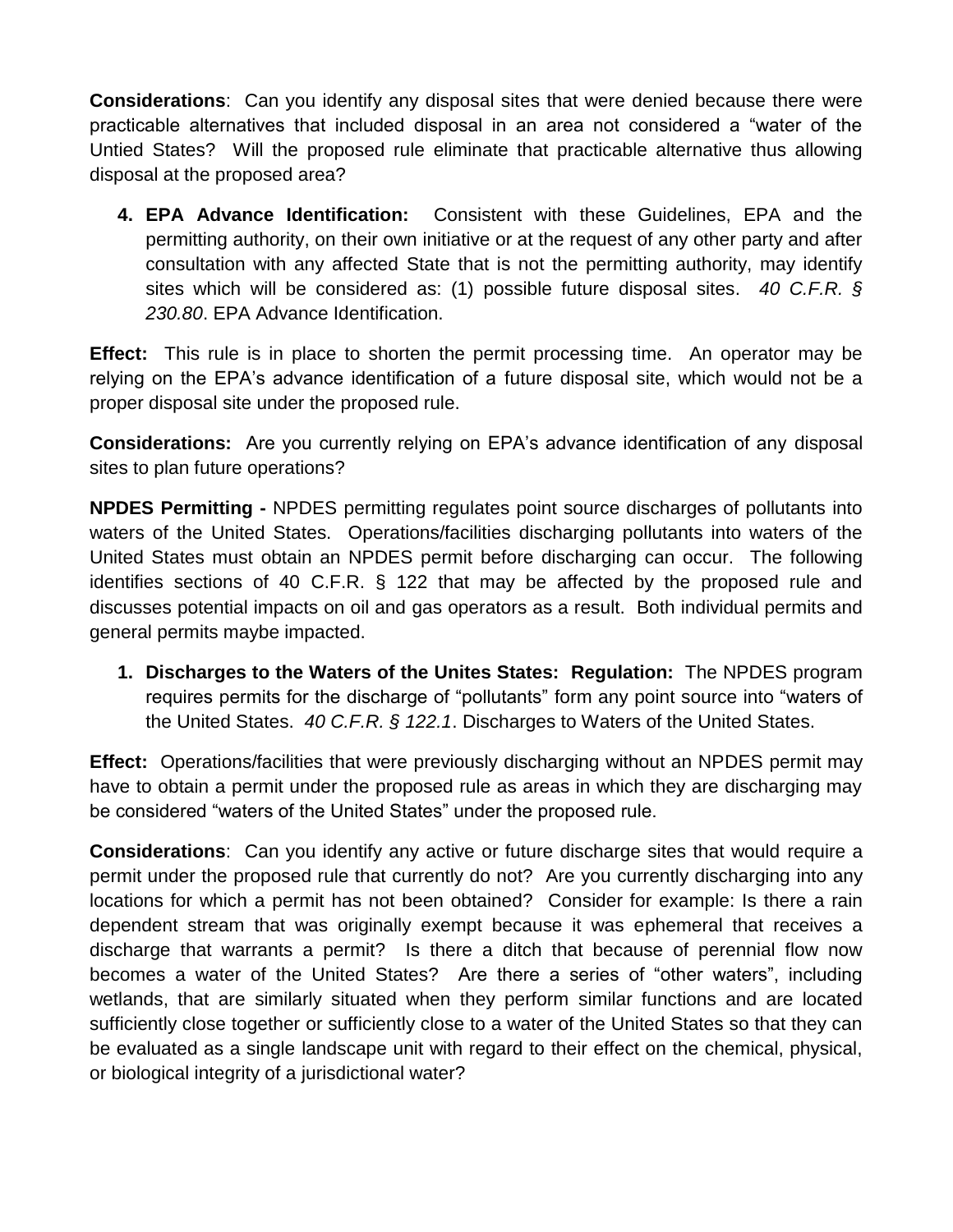**Considerations**: Can you identify any disposal sites that were denied because there were practicable alternatives that included disposal in an area not considered a "water of the Untied States? Will the proposed rule eliminate that practicable alternative thus allowing disposal at the proposed area?

4. **EPA Advance Identification:** Consistent with these Guidelines, EPA and the permitting authority, on their own initiative or at the request of any other party and after consultation with any affected State that is not the permitting authority, may identify sites which will be considered as: (1) possible future disposal sites. *40 C.F.R. § 230.80*. EPA Advance Identification.

**Effect:** This rule is in place to shorten the permit processing time. An operator may be relying on the EPA's advance identification of a future disposal site, which would not be a proper disposal site under the proposed rule.

**Considerations:** Are you currently relying on EPA's advance identification of any disposal sites to plan future operations?

**NPDES Permitting -** NPDES permitting regulates point source discharges of pollutants into waters of the United States. Operations/facilities discharging pollutants into waters of the United States must obtain an NPDES permit before discharging can occur. The following identifies sections of 40 C.F.R. § 122 that may be affected by the proposed rule and discusses potential impacts on oil and gas operators as a result. Both individual permits and general permits maybe impacted.

1. **Discharges to the Waters of the Unites States: Regulation:** The NPDES program requires permits for the discharge of "pollutants" form any point source into "waters of the United States. *40 C.F.R. § 122.1*. Discharges to Waters of the United States.

**Effect:** Operations/facilities that were previously discharging without an NPDES permit may have to obtain a permit under the proposed rule as areas in which they are discharging may be considered "waters of the United States" under the proposed rule.

**Considerations**: Can you identify any active or future discharge sites that would require a permit under the proposed rule that currently do not? Are you currently discharging into any locations for which a permit has not been obtained? Consider for example: Is there a rain dependent stream that was originally exempt because it was ephemeral that receives a discharge that warrants a permit? Is there a ditch that because of perennial flow now becomes a water of the United States? Are there a series of "other waters", including wetlands, that are similarly situated when they perform similar functions and are located sufficiently close together or sufficiently close to a water of the United States so that they can be evaluated as a single landscape unit with regard to their effect on the chemical, physical, or biological integrity of a jurisdictional water?